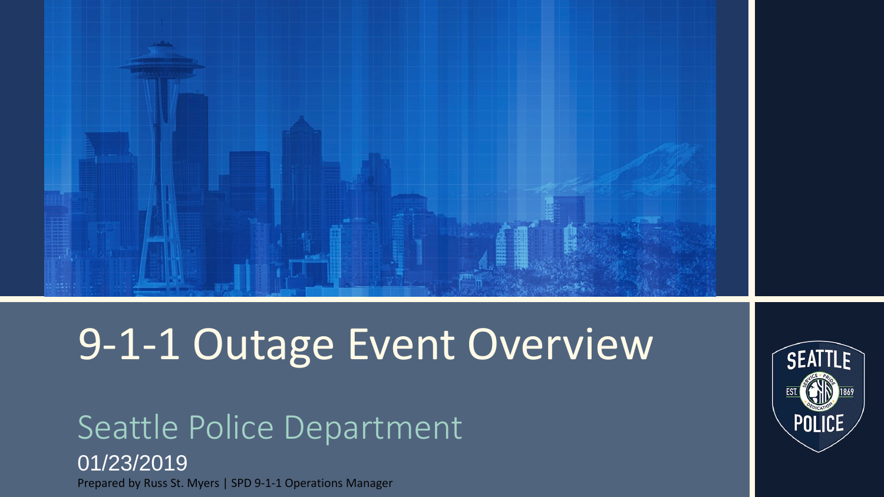# 9-1-1 Outage Event Overview

## Seattle Police Department

01/23/2019

Prepared by Russ St. Myers | SPD 9-1-1 Operations Manager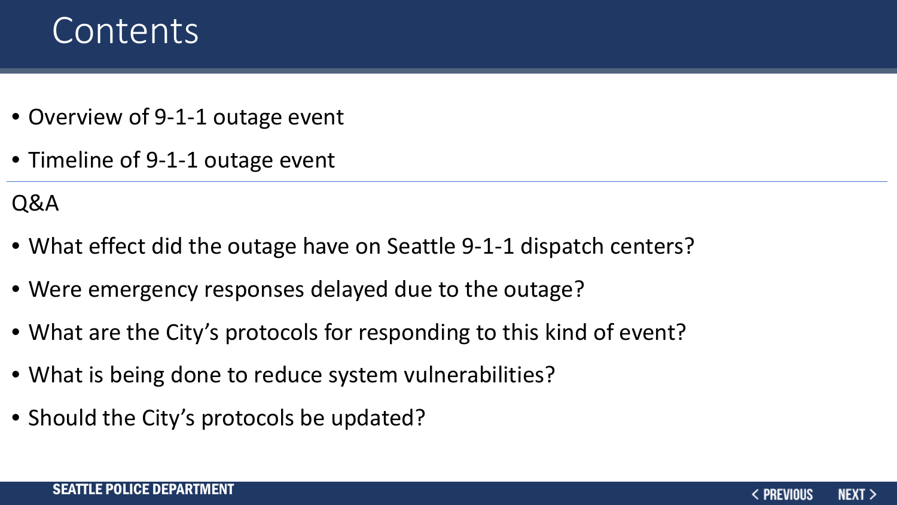# Contents

- Overview of 9-1-1 outage event
- Timeline of 9-1-1 outage event

---

Q&A

- What effect did the outage have on Seattle 9-1-1 dispatch centers?
- Were emergency responses delayed due to the outage?
- What are the City's protocols for responding to this kind of event?
- What is being done to reduce system vulnerabilities?
- Should the City's protocols be updated?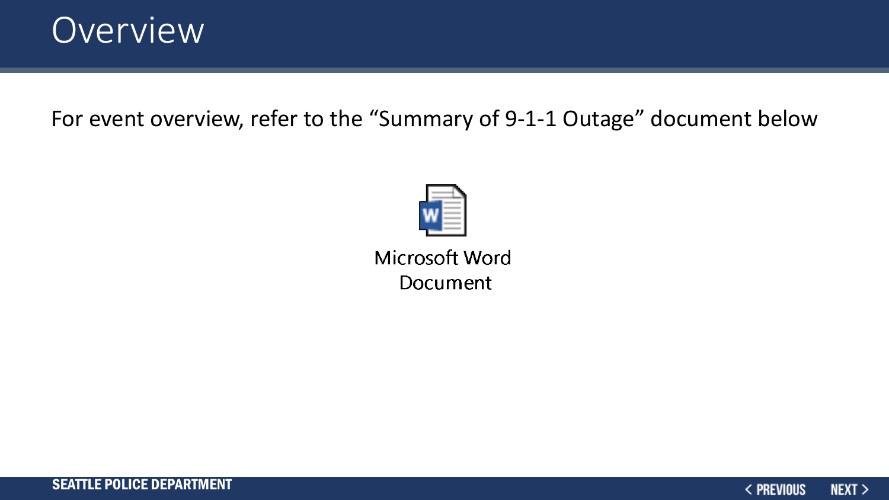# Overview

For event overview, refer to the "Summary of 9-1-1 Outage" document below

Microsoft Word Document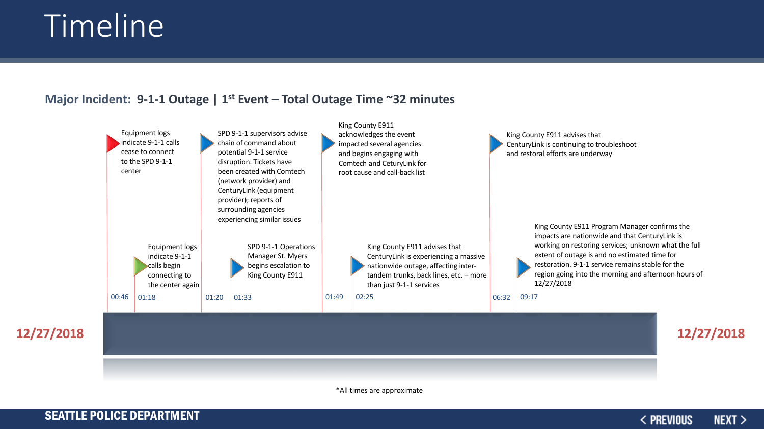# Timeline

### Major Incident: 9-1-1 Outage | 1st Event – Total Outage Time ~32 minutes

12/27/2018

- **00:46** – Equipment logs indicate 9-1-1 calls cease to connect to the SPD 9-1-1 center
- **01:18** – Equipment logs indicate 9-1-1 calls begin connecting to the center again
- **01:20** – SPD 9-1-1 supervisors advise chain of command about potential 9-1-1 service disruption. Tickets have been created with Comtech (network provider) and CenturyLink (equipment provider); reports of surrounding agencies experiencing similar issues
- **01:33** – SPD 9-1-1 Operations Manager St. Myers begins escalation to King County E911
- **01:49** – King County E911 acknowledges the event impacted several agencies and begins engaging with Comtech and CeturyLink for root cause and call-back list
- **02:25** – King County E911 advises that CenturyLink is experiencing a massive nationwide outage, affecting inter-tandem trunks, back lines, etc. – more than just 9-1-1 services
- **06:32** – King County E911 advises that CenturyLink is continuing to troubleshoot and restoral efforts are underway
- **09:17** – King County E911 Program Manager confirms the impacts are nationwide and that CenturyLink is working on restoring services; unknown what the full extent of outage is and no estimated time for restoration. 9-1-1 service remains stable for the region going into the morning and afternoon hours of 12/27/2018

12/27/2018

*All times are approximate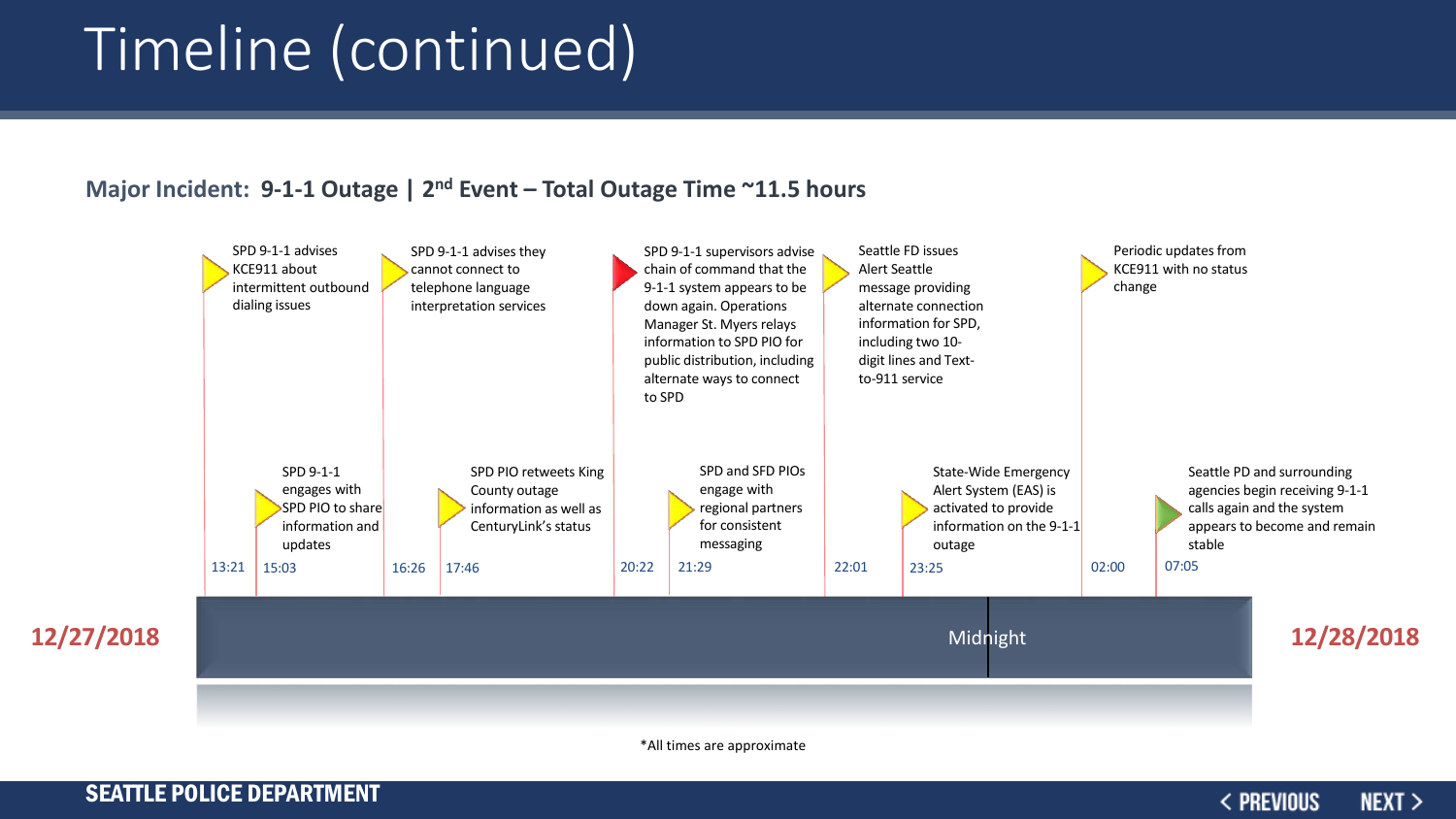# Timeline (continued)

**Major Incident: 9-1-1 Outage | 2nd Event – Total Outage Time ~11.5 hours**

**12/27/2018**

- 13:21 — SPD 9-1-1 advises KCE911 about intermittent outbound dialing issues
- 15:03 — SPD 9-1-1 engages with SPD PIO to share information and updates
- 16:26 — SPD 9-1-1 advises they cannot connect to telephone language interpretation services
- 17:46 — SPD PIO retweets King County outage information as well as CenturyLink's status
- 20:22 — SPD 9-1-1 supervisors advise chain of command that the 9-1-1 system appears to be down again. Operations Manager St. Myers relays information to SPD PIO for public distribution, including alternate ways to connect to SPD
- 21:29 — SPD and SFD PIOs engage with regional partners for consistent messaging
- 22:01 — Seattle FD issues Alert Seattle message providing alternate connection information for SPD, including two 10-digit lines and Text-to-911 service
- 23:25 — State-Wide Emergency Alert System (EAS) is activated to provide information on the 9-1-1 outage

Midnight

**12/28/2018**

- 02:00 — Periodic updates from KCE911 with no status change
- 07:05 — Seattle PD and surrounding agencies begin receiving 9-1-1 calls again and the system appears to become and remain stable

*All times are approximate

SEATTLE POLICE DEPARTMENT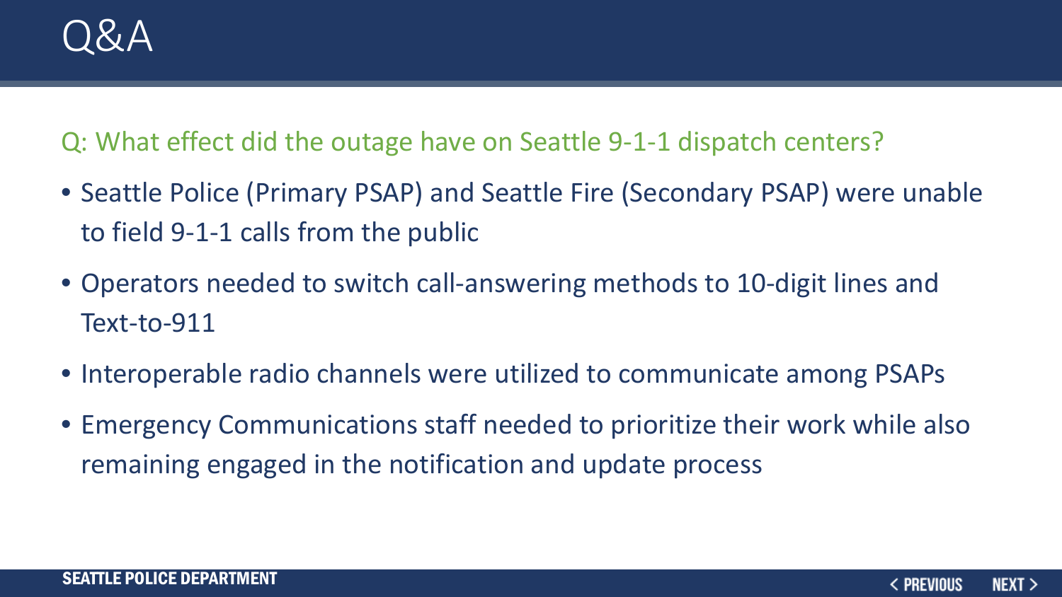# Q&A

Q: What effect did the outage have on Seattle 9-1-1 dispatch centers?

- Seattle Police (Primary PSAP) and Seattle Fire (Secondary PSAP) were unable to field 9-1-1 calls from the public
- Operators needed to switch call-answering methods to 10-digit lines and Text-to-911
- Interoperable radio channels were utilized to communicate among PSAPs
- Emergency Communications staff needed to prioritize their work while also remaining engaged in the notification and update process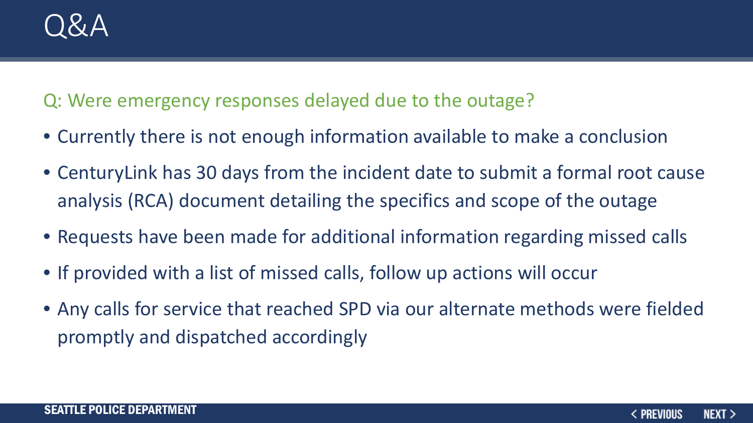# Q&A

Q: Were emergency responses delayed due to the outage?

- Currently there is not enough information available to make a conclusion
- CenturyLink has 30 days from the incident date to submit a formal root cause analysis (RCA) document detailing the specifics and scope of the outage
- Requests have been made for additional information regarding missed calls
- If provided with a list of missed calls, follow up actions will occur
- Any calls for service that reached SPD via our alternate methods were fielded promptly and dispatched accordingly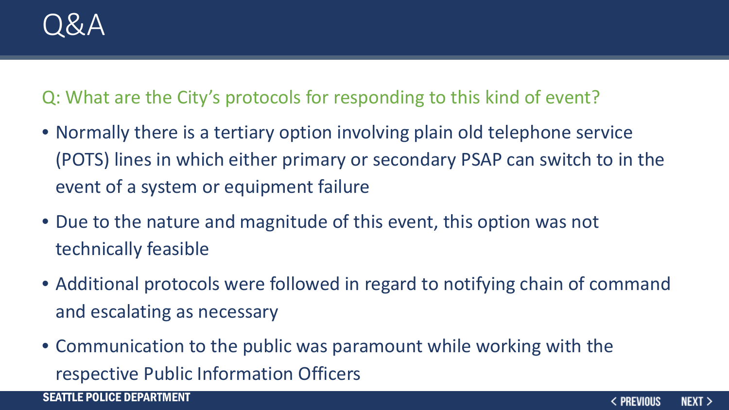# Q&A

Q: What are the City's protocols for responding to this kind of event?

- Normally there is a tertiary option involving plain old telephone service (POTS) lines in which either primary or secondary PSAP can switch to in the event of a system or equipment failure
- Due to the nature and magnitude of this event, this option was not technically feasible
- Additional protocols were followed in regard to notifying chain of command and escalating as necessary
- Communication to the public was paramount while working with the respective Public Information Officers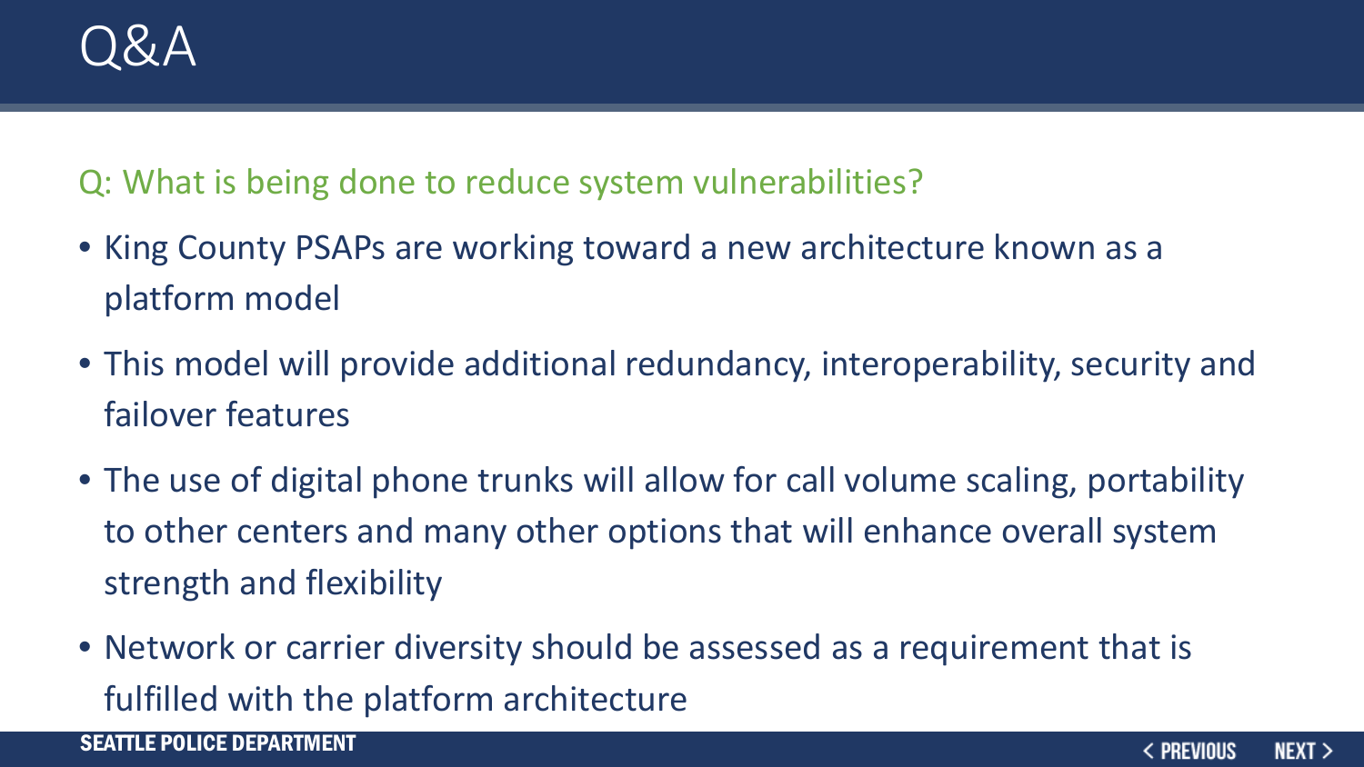# Q&A

## Q: What is being done to reduce system vulnerabilities?

- King County PSAPs are working toward a new architecture known as a platform model
- This model will provide additional redundancy, interoperability, security and failover features
- The use of digital phone trunks will allow for call volume scaling, portability to other centers and many other options that will enhance overall system strength and flexibility
- Network or carrier diversity should be assessed as a requirement that is fulfilled with the platform architecture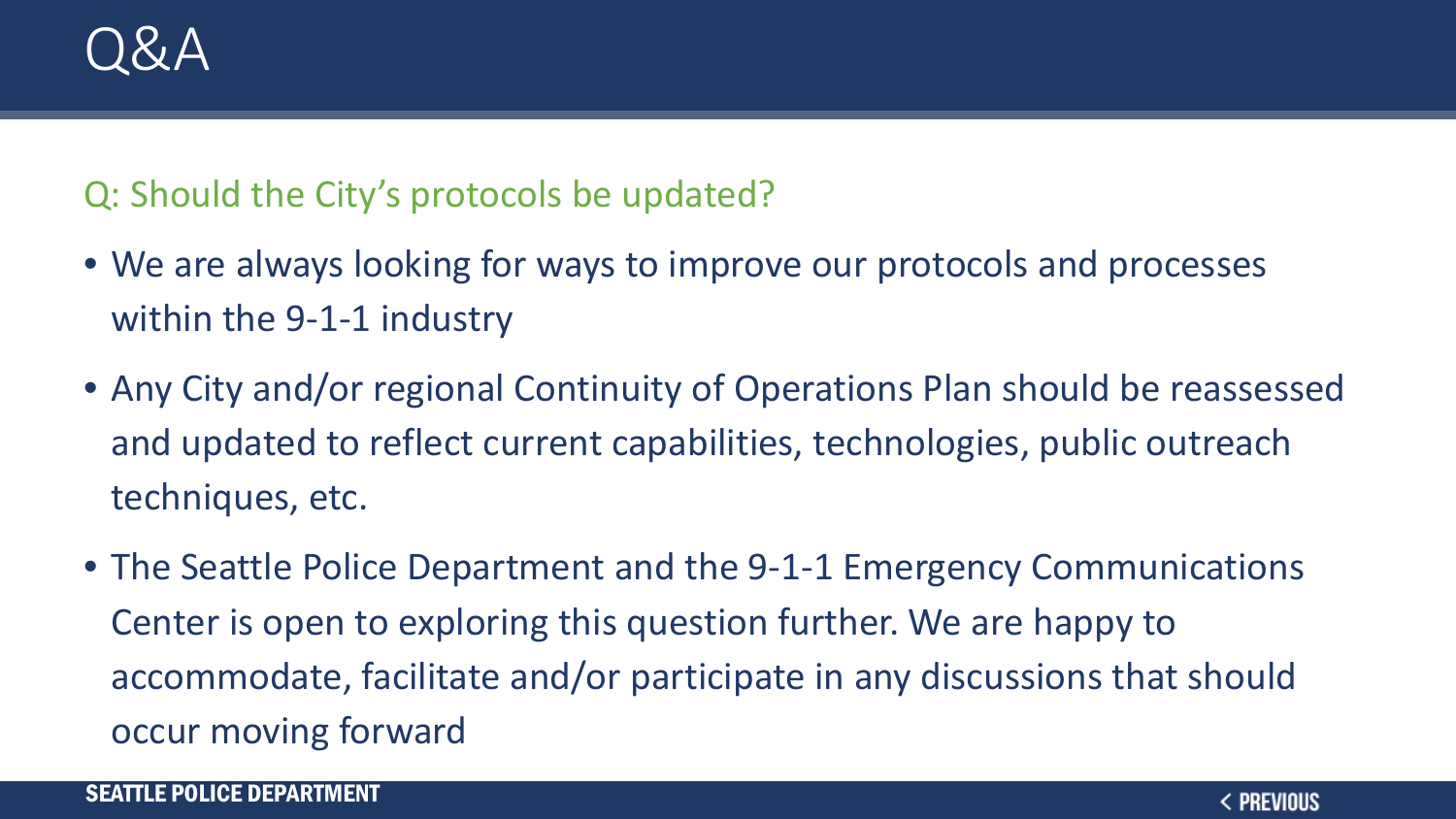# Q&A

## Q: Should the City's protocols be updated?

- We are always looking for ways to improve our protocols and processes within the 9-1-1 industry
- Any City and/or regional Continuity of Operations Plan should be reassessed and updated to reflect current capabilities, technologies, public outreach techniques, etc.
- The Seattle Police Department and the 9-1-1 Emergency Communications Center is open to exploring this question further. We are happy to accommodate, facilitate and/or participate in any discussions that should occur moving forward